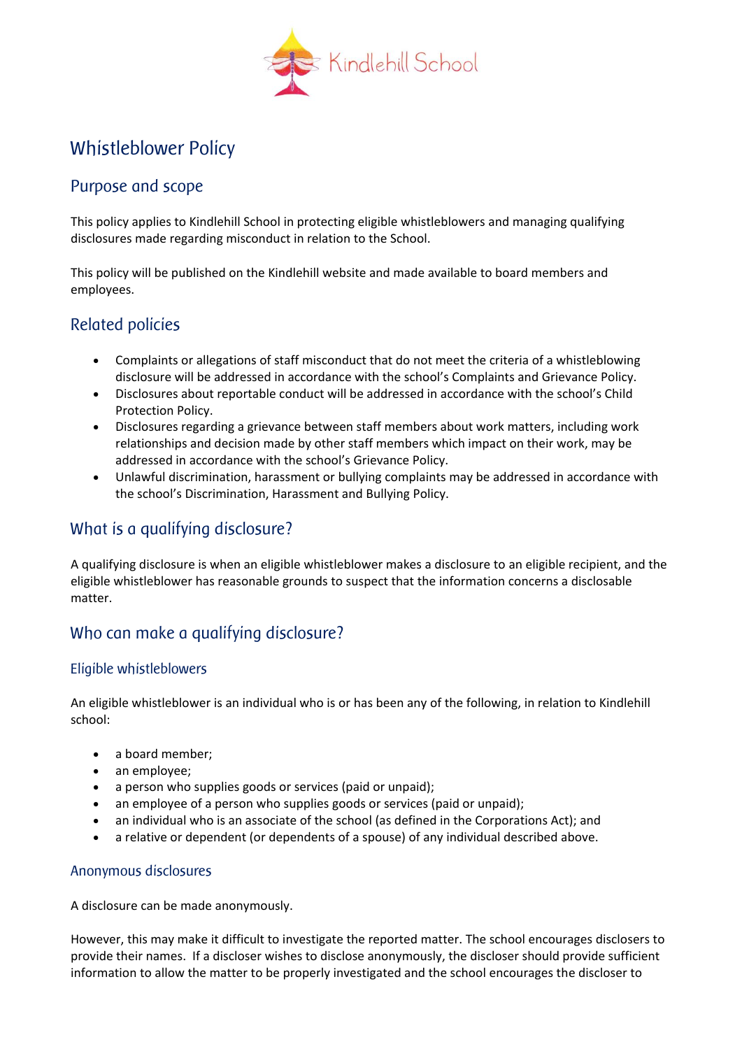Kindlehill School

# Whistleblower Policy

## Purpose and scope

This policy applies to Kindlehill School in protecting eligible whistleblowers and managing qualifying disclosures made regarding misconduct in relation to the School.

This policy will be published on the Kindlehill website and made available to board members and employees.

## Related policies

- Complaints or allegations of staff misconduct that do not meet the criteria of a whistleblowing disclosure will be addressed in accordance with the school's Complaints and Grievance Policy.
- Disclosures about reportable conduct will be addressed in accordance with the school's Child Protection Policy.
- Disclosures regarding a grievance between staff members about work matters, including work relationships and decision made by other staff members which impact on their work, may be addressed in accordance with the school's Grievance Policy.
- Unlawful discrimination, harassment or bullying complaints may be addressed in accordance with the school's Discrimination, Harassment and Bullying Policy.

## What is a qualifying disclosure?

A qualifying disclosure is when an eligible whistleblower makes a disclosure to an eligible recipient, and the eligible whistleblower has reasonable grounds to suspect that the information concerns a disclosable matter.

## Who can make a qualifying disclosure?

### Eligible whistleblowers

An eligible whistleblower is an individual who is or has been any of the following, in relation to Kindlehill school:

- a board member;
- an employee;
- a person who supplies goods or services (paid or unpaid);
- an employee of a person who supplies goods or services (paid or unpaid);
- an individual who is an associate of the school (as defined in the Corporations Act); and
- a relative or dependent (or dependents of a spouse) of any individual described above.

### Anonymous disclosures

A disclosure can be made anonymously.

However, this may make it difficult to investigate the reported matter. The school encourages disclosers to provide their names. If a discloser wishes to disclose anonymously, the discloser should provide sufficient information to allow the matter to be properly investigated and the school encourages the discloser to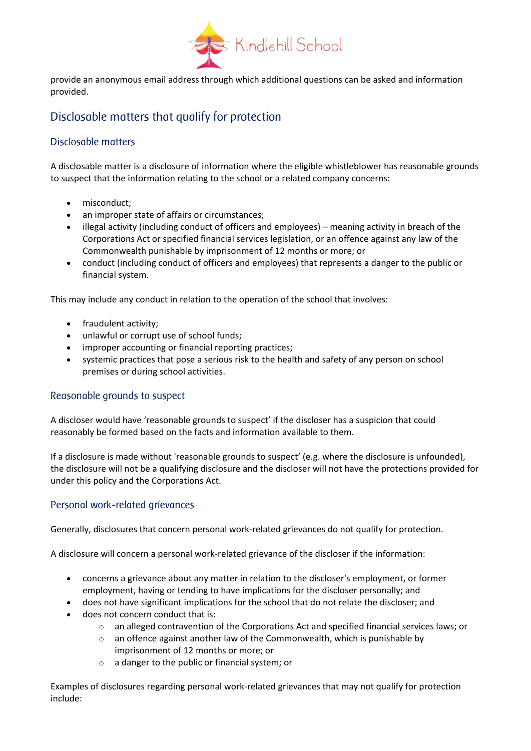provide an anonymous email address through which additional questions can be asked and information provided.

## Disclosable matters that qualify for protection

### Disclosable matters

A disclosable matter is a disclosure of information where the eligible whistleblower has reasonable grounds to suspect that the information relating to the school or a related company concerns:

- misconduct;
- an improper state of affairs or circumstances;
- illegal activity (including conduct of officers and employees) – meaning activity in breach of the Corporations Act or specified financial services legislation, or an offence against any law of the Commonwealth punishable by imprisonment of 12 months or more; or
- conduct (including conduct of officers and employees) that represents a danger to the public or financial system.

This may include any conduct in relation to the operation of the school that involves:

- fraudulent activity;
- unlawful or corrupt use of school funds;
- improper accounting or financial reporting practices;
- systemic practices that pose a serious risk to the health and safety of any person on school premises or during school activities.

### Reasonable grounds to suspect

A discloser would have 'reasonable grounds to suspect' if the discloser has a suspicion that could reasonably be formed based on the facts and information available to them.

If a disclosure is made without 'reasonable grounds to suspect' (e.g. where the disclosure is unfounded), the disclosure will not be a qualifying disclosure and the discloser will not have the protections provided for under this policy and the Corporations Act.

### Personal work-related grievances

Generally, disclosures that concern personal work-related grievances do not qualify for protection.

A disclosure will concern a personal work-related grievance of the discloser if the information:

- concerns a grievance about any matter in relation to the discloser's employment, or former employment, having or tending to have implications for the discloser personally; and
- does not have significant implications for the school that do not relate the discloser; and
- does not concern conduct that is:
  - an alleged contravention of the Corporations Act and specified financial services laws; or
  - an offence against another law of the Commonwealth, which is punishable by imprisonment of 12 months or more; or
  - a danger to the public or financial system; or

Examples of disclosures regarding personal work-related grievances that may not qualify for protection include: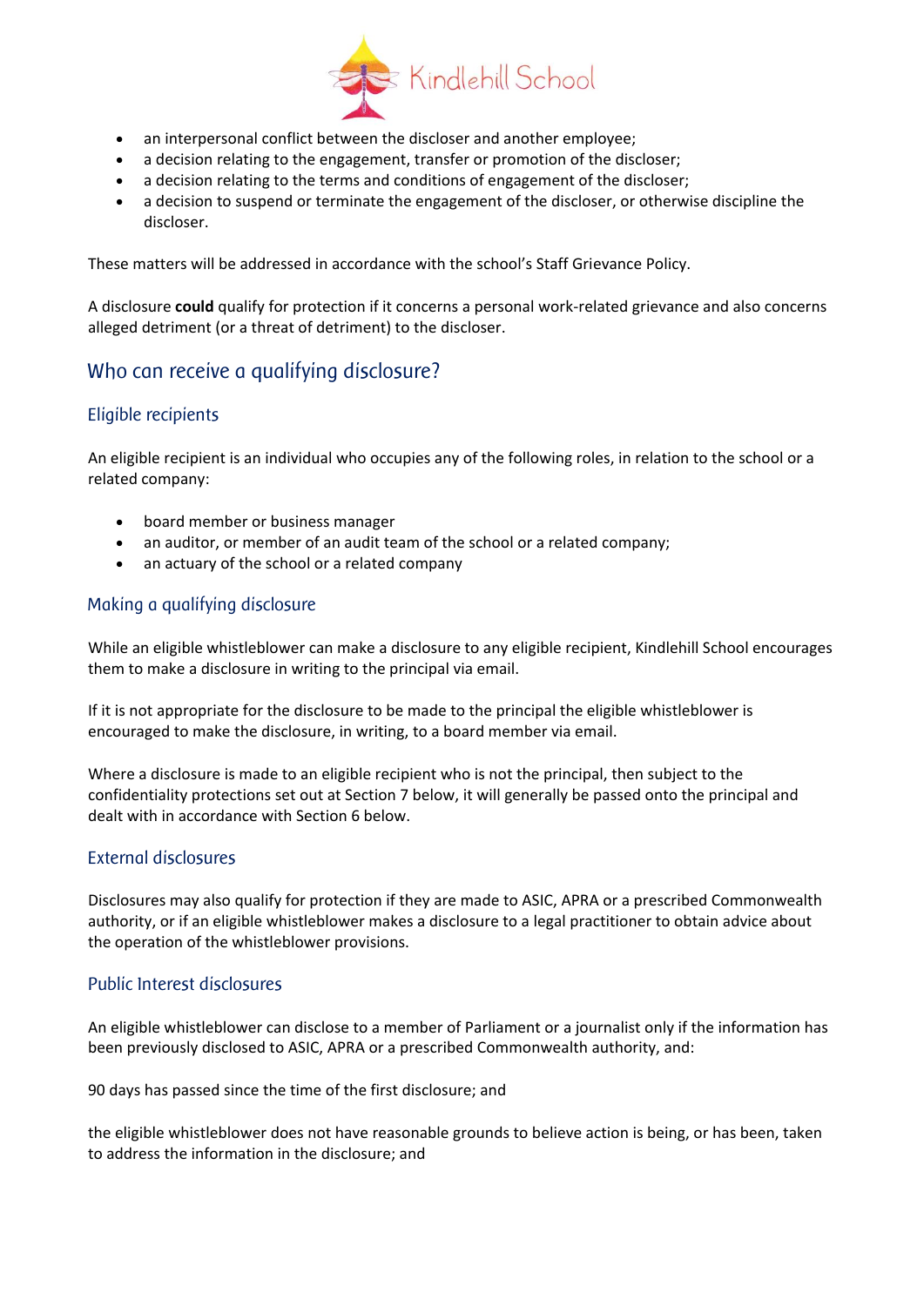- an interpersonal conflict between the discloser and another employee;
- a decision relating to the engagement, transfer or promotion of the discloser;
- a decision relating to the terms and conditions of engagement of the discloser;
- a decision to suspend or terminate the engagement of the discloser, or otherwise discipline the discloser.

These matters will be addressed in accordance with the school's Staff Grievance Policy.

A disclosure **could** qualify for protection if it concerns a personal work-related grievance and also concerns alleged detriment (or a threat of detriment) to the discloser.

## Who can receive a qualifying disclosure?

### Eligible recipients

An eligible recipient is an individual who occupies any of the following roles, in relation to the school or a related company:

- board member or business manager
- an auditor, or member of an audit team of the school or a related company;
- an actuary of the school or a related company

### Making a qualifying disclosure

While an eligible whistleblower can make a disclosure to any eligible recipient, Kindlehill School encourages them to make a disclosure in writing to the principal via email.

If it is not appropriate for the disclosure to be made to the principal the eligible whistleblower is encouraged to make the disclosure, in writing, to a board member via email.

Where a disclosure is made to an eligible recipient who is not the principal, then subject to the confidentiality protections set out at Section 7 below, it will generally be passed onto the principal and dealt with in accordance with Section 6 below.

### External disclosures

Disclosures may also qualify for protection if they are made to ASIC, APRA or a prescribed Commonwealth authority, or if an eligible whistleblower makes a disclosure to a legal practitioner to obtain advice about the operation of the whistleblower provisions.

### Public Interest disclosures

An eligible whistleblower can disclose to a member of Parliament or a journalist only if the information has been previously disclosed to ASIC, APRA or a prescribed Commonwealth authority, and:

90 days has passed since the time of the first disclosure; and

the eligible whistleblower does not have reasonable grounds to believe action is being, or has been, taken to address the information in the disclosure; and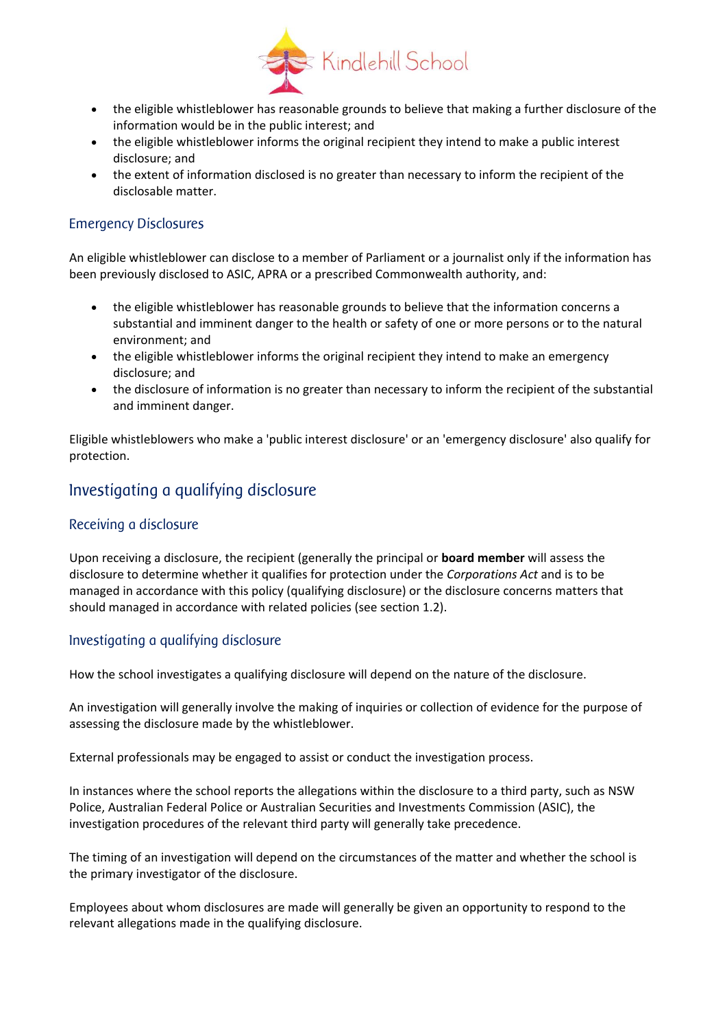- the eligible whistleblower has reasonable grounds to believe that making a further disclosure of the information would be in the public interest; and
- the eligible whistleblower informs the original recipient they intend to make a public interest disclosure; and
- the extent of information disclosed is no greater than necessary to inform the recipient of the disclosable matter.

### Emergency Disclosures

An eligible whistleblower can disclose to a member of Parliament or a journalist only if the information has been previously disclosed to ASIC, APRA or a prescribed Commonwealth authority, and:

- the eligible whistleblower has reasonable grounds to believe that the information concerns a substantial and imminent danger to the health or safety of one or more persons or to the natural environment; and
- the eligible whistleblower informs the original recipient they intend to make an emergency disclosure; and
- the disclosure of information is no greater than necessary to inform the recipient of the substantial and imminent danger.

Eligible whistleblowers who make a 'public interest disclosure' or an 'emergency disclosure' also qualify for protection.

## Investigating a qualifying disclosure

### Receiving a disclosure

Upon receiving a disclosure, the recipient (generally the principal or **board member** will assess the disclosure to determine whether it qualifies for protection under the *Corporations Act* and is to be managed in accordance with this policy (qualifying disclosure) or the disclosure concerns matters that should managed in accordance with related policies (see section 1.2).

### Investigating a qualifying disclosure

How the school investigates a qualifying disclosure will depend on the nature of the disclosure.

An investigation will generally involve the making of inquiries or collection of evidence for the purpose of assessing the disclosure made by the whistleblower.

External professionals may be engaged to assist or conduct the investigation process.

In instances where the school reports the allegations within the disclosure to a third party, such as NSW Police, Australian Federal Police or Australian Securities and Investments Commission (ASIC), the investigation procedures of the relevant third party will generally take precedence.

The timing of an investigation will depend on the circumstances of the matter and whether the school is the primary investigator of the disclosure.

Employees about whom disclosures are made will generally be given an opportunity to respond to the relevant allegations made in the qualifying disclosure.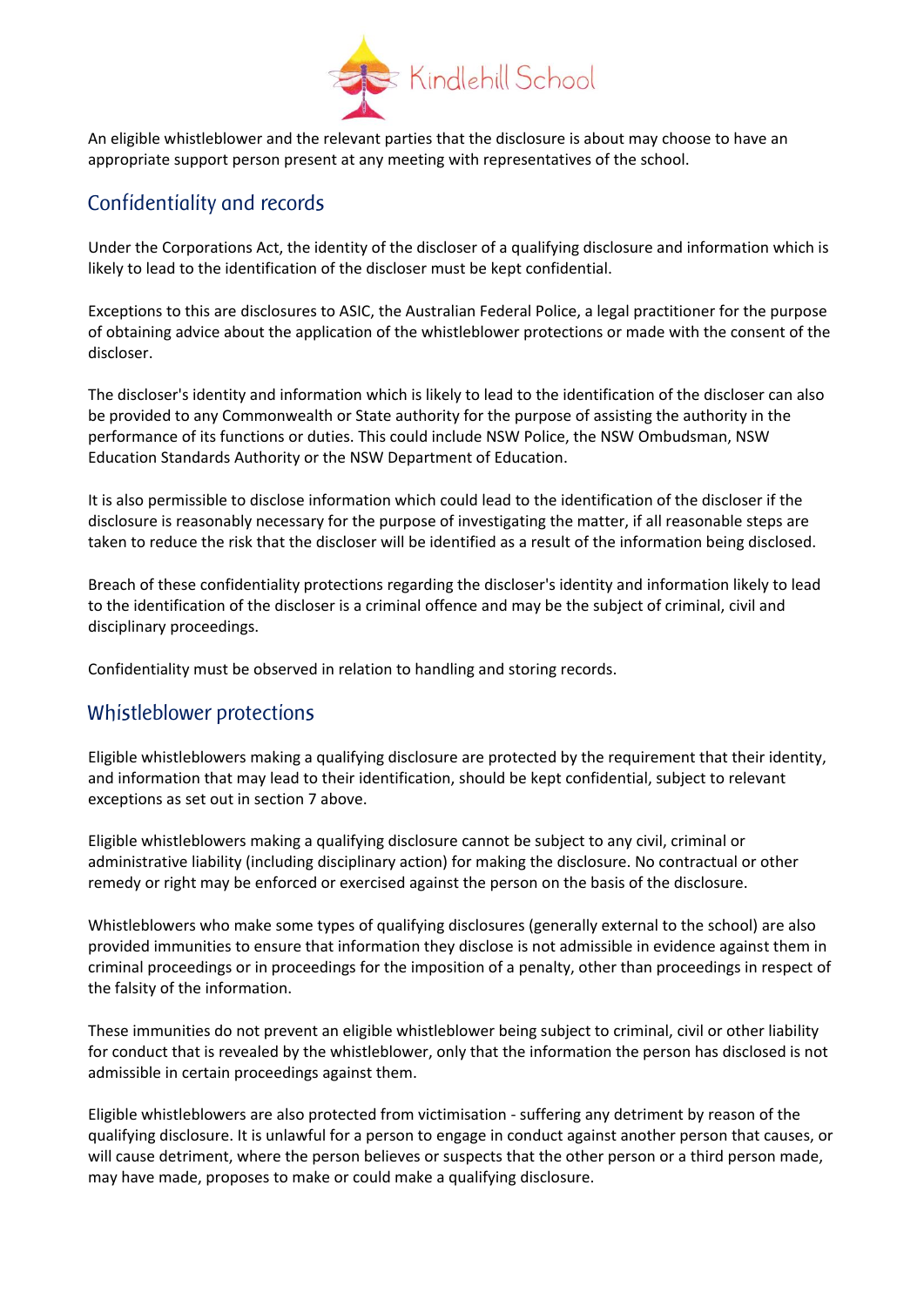An eligible whistleblower and the relevant parties that the disclosure is about may choose to have an appropriate support person present at any meeting with representatives of the school.

## Confidentiality and records

Under the Corporations Act, the identity of the discloser of a qualifying disclosure and information which is likely to lead to the identification of the discloser must be kept confidential.

Exceptions to this are disclosures to ASIC, the Australian Federal Police, a legal practitioner for the purpose of obtaining advice about the application of the whistleblower protections or made with the consent of the discloser.

The discloser's identity and information which is likely to lead to the identification of the discloser can also be provided to any Commonwealth or State authority for the purpose of assisting the authority in the performance of its functions or duties. This could include NSW Police, the NSW Ombudsman, NSW Education Standards Authority or the NSW Department of Education.

It is also permissible to disclose information which could lead to the identification of the discloser if the disclosure is reasonably necessary for the purpose of investigating the matter, if all reasonable steps are taken to reduce the risk that the discloser will be identified as a result of the information being disclosed.

Breach of these confidentiality protections regarding the discloser's identity and information likely to lead to the identification of the discloser is a criminal offence and may be the subject of criminal, civil and disciplinary proceedings.

Confidentiality must be observed in relation to handling and storing records.

## Whistleblower protections

Eligible whistleblowers making a qualifying disclosure are protected by the requirement that their identity, and information that may lead to their identification, should be kept confidential, subject to relevant exceptions as set out in section 7 above.

Eligible whistleblowers making a qualifying disclosure cannot be subject to any civil, criminal or administrative liability (including disciplinary action) for making the disclosure. No contractual or other remedy or right may be enforced or exercised against the person on the basis of the disclosure.

Whistleblowers who make some types of qualifying disclosures (generally external to the school) are also provided immunities to ensure that information they disclose is not admissible in evidence against them in criminal proceedings or in proceedings for the imposition of a penalty, other than proceedings in respect of the falsity of the information.

These immunities do not prevent an eligible whistleblower being subject to criminal, civil or other liability for conduct that is revealed by the whistleblower, only that the information the person has disclosed is not admissible in certain proceedings against them.

Eligible whistleblowers are also protected from victimisation - suffering any detriment by reason of the qualifying disclosure. It is unlawful for a person to engage in conduct against another person that causes, or will cause detriment, where the person believes or suspects that the other person or a third person made, may have made, proposes to make or could make a qualifying disclosure.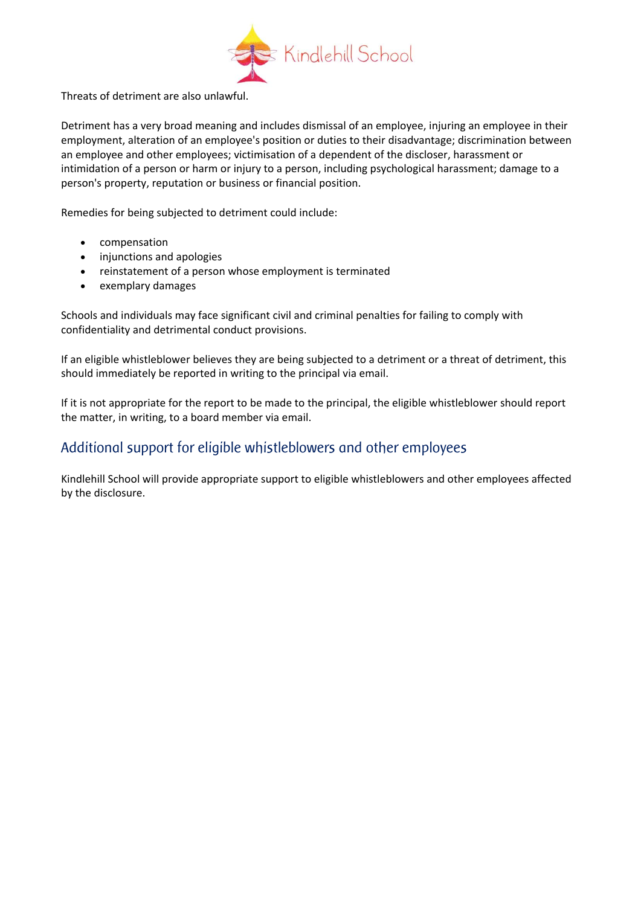Threats of detriment are also unlawful.

Detriment has a very broad meaning and includes dismissal of an employee, injuring an employee in their employment, alteration of an employee's position or duties to their disadvantage; discrimination between an employee and other employees; victimisation of a dependent of the discloser, harassment or intimidation of a person or harm or injury to a person, including psychological harassment; damage to a person's property, reputation or business or financial position.

Remedies for being subjected to detriment could include:

- compensation
- injunctions and apologies
- reinstatement of a person whose employment is terminated
- exemplary damages

Schools and individuals may face significant civil and criminal penalties for failing to comply with confidentiality and detrimental conduct provisions.

If an eligible whistleblower believes they are being subjected to a detriment or a threat of detriment, this should immediately be reported in writing to the principal via email.

If it is not appropriate for the report to be made to the principal, the eligible whistleblower should report the matter, in writing, to a board member via email.

## Additional support for eligible whistleblowers and other employees

Kindlehill School will provide appropriate support to eligible whistleblowers and other employees affected by the disclosure.